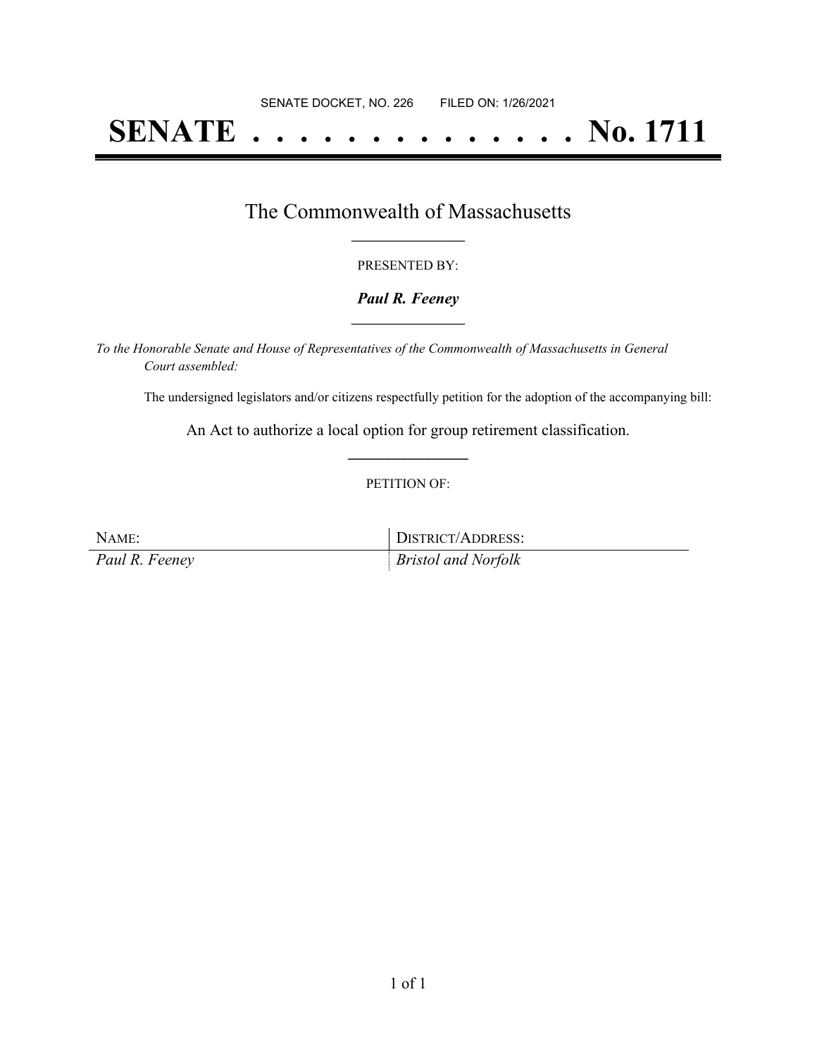SENATE DOCKET, NO. 226        FILED ON: 1/26/2021

# SENATE . . . . . . . . . . . . . . No. 1711

## The Commonwealth of Massachusetts

PRESENTED BY:

***Paul R. Feeney***

*To the Honorable Senate and House of Representatives of the Commonwealth of Massachusetts in General Court assembled:*

The undersigned legislators and/or citizens respectfully petition for the adoption of the accompanying bill:

An Act to authorize a local option for group retirement classification.

PETITION OF:

| NAME: | DISTRICT/ADDRESS: |
| --- | --- |
| *Paul R. Feeney* | *Bristol and Norfolk* |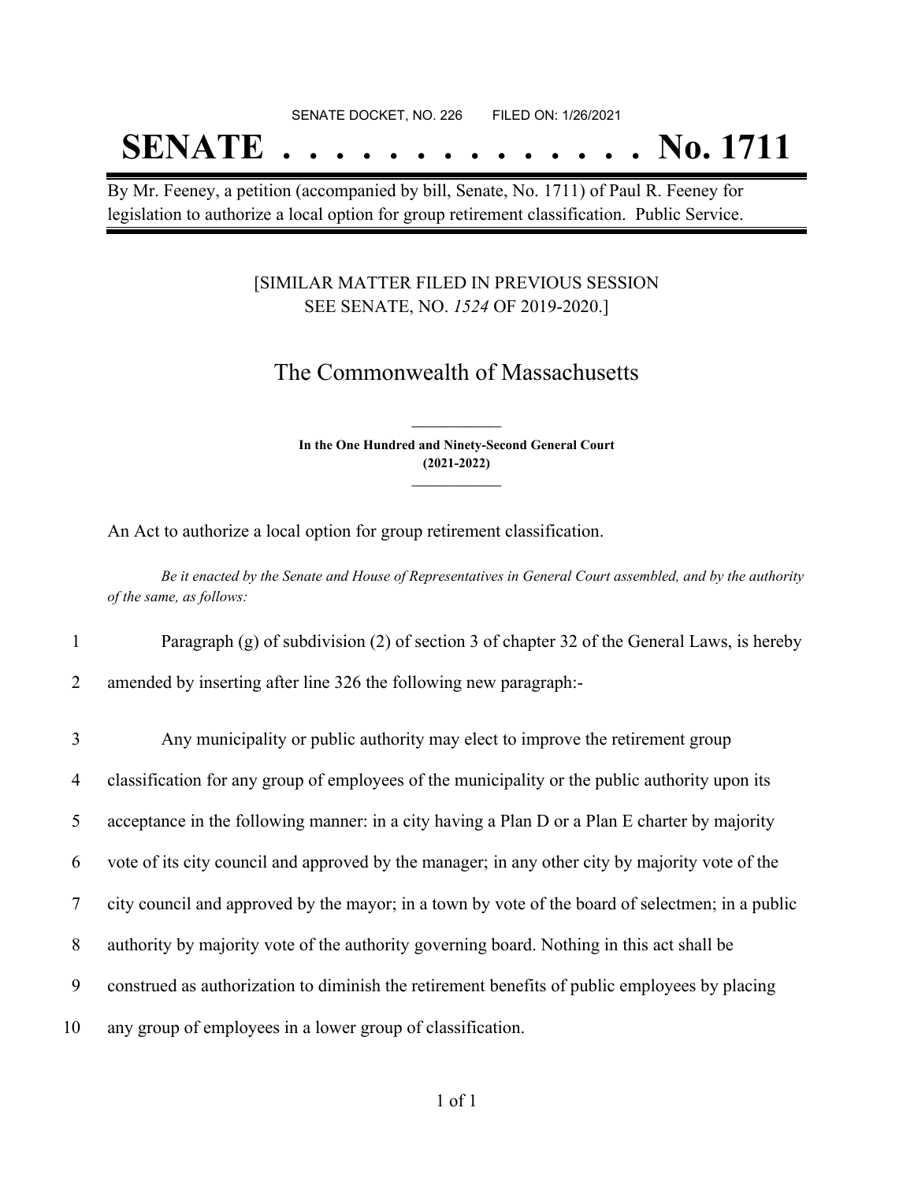SENATE DOCKET, NO. 226 FILED ON: 1/26/2021

# SENATE . . . . . . . . . . . . . . No. 1711

By Mr. Feeney, a petition (accompanied by bill, Senate, No. 1711) of Paul R. Feeney for legislation to authorize a local option for group retirement classification. Public Service.

[SIMILAR MATTER FILED IN PREVIOUS SESSION SEE SENATE, NO. *1524* OF 2019-2020.]

## The Commonwealth of Massachusetts

**In the One Hundred and Ninety-Second General Court (2021-2022)**

An Act to authorize a local option for group retirement classification.

*Be it enacted by the Senate and House of Representatives in General Court assembled, and by the authority of the same, as follows:*

1 Paragraph (g) of subdivision (2) of section 3 of chapter 32 of the General Laws, is hereby
2 amended by inserting after line 326 the following new paragraph:-

3 Any municipality or public authority may elect to improve the retirement group
4 classification for any group of employees of the municipality or the public authority upon its
5 acceptance in the following manner: in a city having a Plan D or a Plan E charter by majority
6 vote of its city council and approved by the manager; in any other city by majority vote of the
7 city council and approved by the mayor; in a town by vote of the board of selectmen; in a public
8 authority by majority vote of the authority governing board. Nothing in this act shall be
9 construed as authorization to diminish the retirement benefits of public employees by placing
10 any group of employees in a lower group of classification.